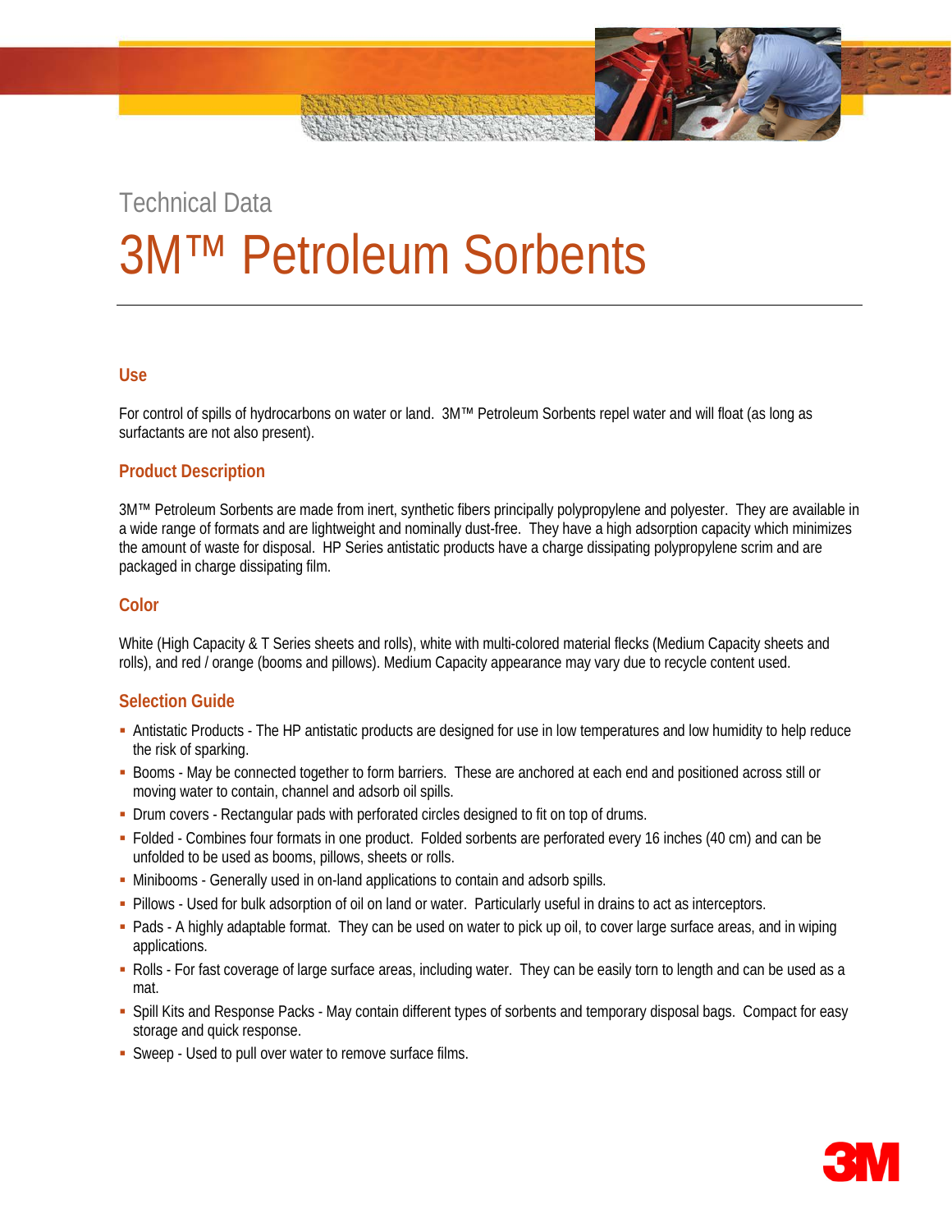Technical Data

# 3M™ Petroleum Sorbents

## Use

For control of spills of hydrocarbons on water or land. 3M™ Petroleum Sorbents repel water and will float (as long as surfactants are not also present).

## Product Description

3M™ Petroleum Sorbents are made from inert, synthetic fibers principally polypropylene and polyester. They are available in a wide range of formats and are lightweight and nominally dust-free. They have a high adsorption capacity which minimizes the amount of waste for disposal. HP Series antistatic products have a charge dissipating polypropylene scrim and are packaged in charge dissipating film.

## Color

White (High Capacity & T Series sheets and rolls), white with multi-colored material flecks (Medium Capacity sheets and rolls), and red / orange (booms and pillows). Medium Capacity appearance may vary due to recycle content used.

## Selection Guide

- Antistatic Products - The HP antistatic products are designed for use in low temperatures and low humidity to help reduce the risk of sparking.
- Booms - May be connected together to form barriers. These are anchored at each end and positioned across still or moving water to contain, channel and adsorb oil spills.
- Drum covers - Rectangular pads with perforated circles designed to fit on top of drums.
- Folded - Combines four formats in one product. Folded sorbents are perforated every 16 inches (40 cm) and can be unfolded to be used as booms, pillows, sheets or rolls.
- Minibooms - Generally used in on-land applications to contain and adsorb spills.
- Pillows - Used for bulk adsorption of oil on land or water. Particularly useful in drains to act as interceptors.
- Pads - A highly adaptable format. They can be used on water to pick up oil, to cover large surface areas, and in wiping applications.
- Rolls - For fast coverage of large surface areas, including water. They can be easily torn to length and can be used as a mat.
- Spill Kits and Response Packs - May contain different types of sorbents and temporary disposal bags. Compact for easy storage and quick response.
- Sweep - Used to pull over water to remove surface films.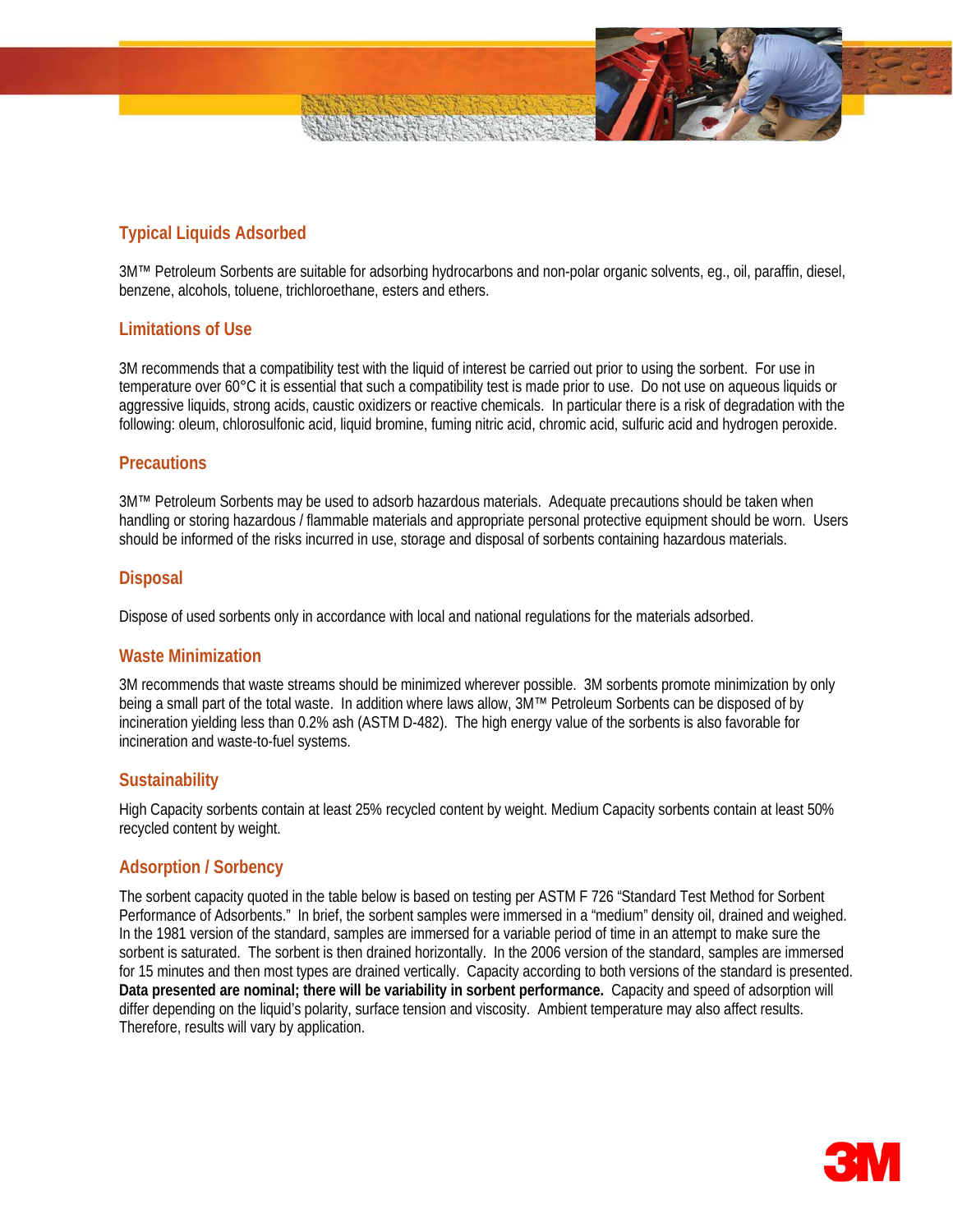## Typical Liquids Adsorbed

3M™ Petroleum Sorbents are suitable for adsorbing hydrocarbons and non-polar organic solvents, eg., oil, paraffin, diesel, benzene, alcohols, toluene, trichloroethane, esters and ethers.

## Limitations of Use

3M recommends that a compatibility test with the liquid of interest be carried out prior to using the sorbent. For use in temperature over 60°C it is essential that such a compatibility test is made prior to use. Do not use on aqueous liquids or aggressive liquids, strong acids, caustic oxidizers or reactive chemicals. In particular there is a risk of degradation with the following: oleum, chlorosulfonic acid, liquid bromine, fuming nitric acid, chromic acid, sulfuric acid and hydrogen peroxide.

## Precautions

3M™ Petroleum Sorbents may be used to adsorb hazardous materials. Adequate precautions should be taken when handling or storing hazardous / flammable materials and appropriate personal protective equipment should be worn. Users should be informed of the risks incurred in use, storage and disposal of sorbents containing hazardous materials.

## Disposal

Dispose of used sorbents only in accordance with local and national regulations for the materials adsorbed.

## Waste Minimization

3M recommends that waste streams should be minimized wherever possible. 3M sorbents promote minimization by only being a small part of the total waste. In addition where laws allow, 3M™ Petroleum Sorbents can be disposed of by incineration yielding less than 0.2% ash (ASTM D-482). The high energy value of the sorbents is also favorable for incineration and waste-to-fuel systems.

## Sustainability

High Capacity sorbents contain at least 25% recycled content by weight. Medium Capacity sorbents contain at least 50% recycled content by weight.

## Adsorption / Sorbency

The sorbent capacity quoted in the table below is based on testing per ASTM F 726 "Standard Test Method for Sorbent Performance of Adsorbents." In brief, the sorbent samples were immersed in a "medium" density oil, drained and weighed. In the 1981 version of the standard, samples are immersed for a variable period of time in an attempt to make sure the sorbent is saturated. The sorbent is then drained horizontally. In the 2006 version of the standard, samples are immersed for 15 minutes and then most types are drained vertically. Capacity according to both versions of the standard is presented. **Data presented are nominal; there will be variability in sorbent performance.** Capacity and speed of adsorption will differ depending on the liquid's polarity, surface tension and viscosity. Ambient temperature may also affect results. Therefore, results will vary by application.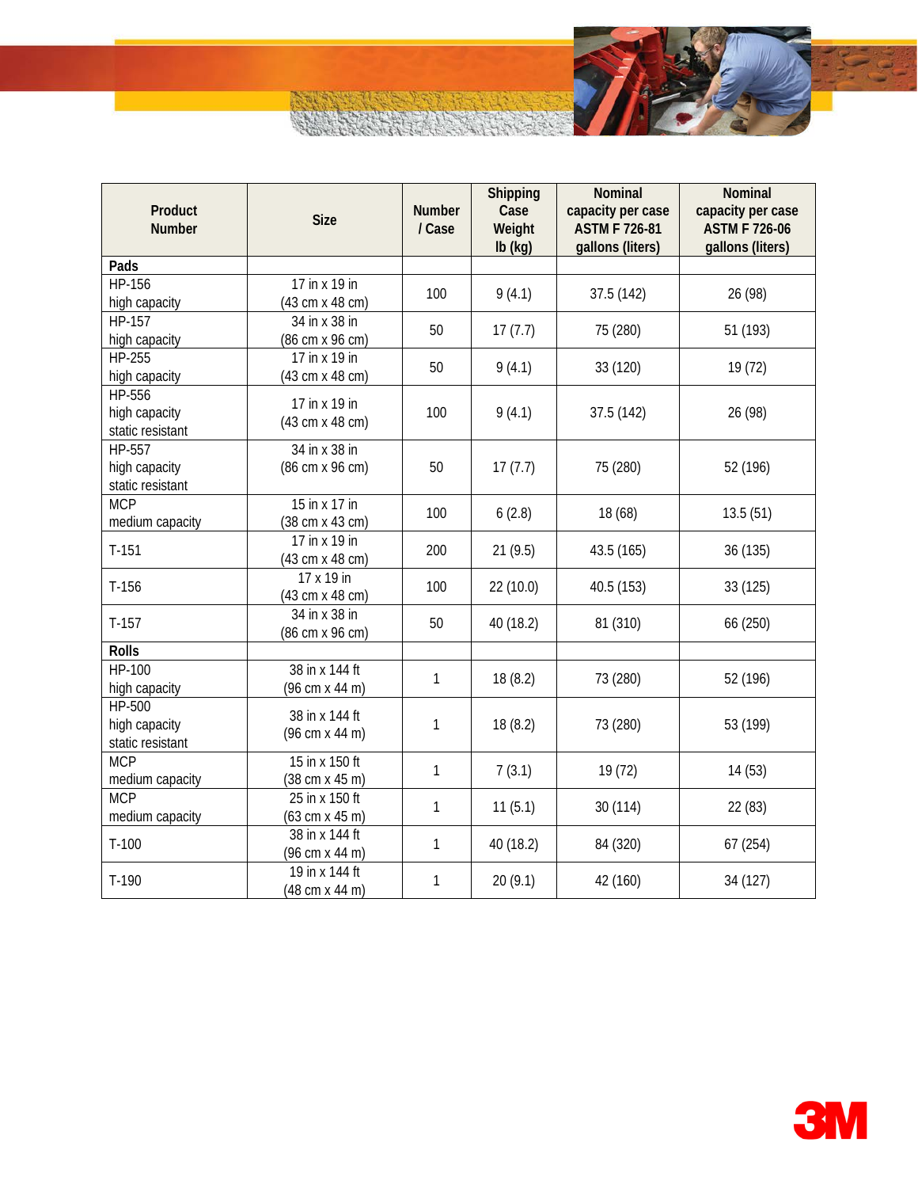| Product Number | Size | Number / Case | Shipping Case Weight lb (kg) | Nominal capacity per case ASTM F 726-81 gallons (liters) | Nominal capacity per case ASTM F 726-06 gallons (liters) |
|---|---|---|---|---|---|
| **Pads** | | | | | |
| HP-156 high capacity | 17 in x 19 in (43 cm x 48 cm) | 100 | 9 (4.1) | 37.5 (142) | 26 (98) |
| HP-157 high capacity | 34 in x 38 in (86 cm x 96 cm) | 50 | 17 (7.7) | 75 (280) | 51 (193) |
| HP-255 high capacity | 17 in x 19 in (43 cm x 48 cm) | 50 | 9 (4.1) | 33 (120) | 19 (72) |
| HP-556 high capacity static resistant | 17 in x 19 in (43 cm x 48 cm) | 100 | 9 (4.1) | 37.5 (142) | 26 (98) |
| HP-557 high capacity static resistant | 34 in x 38 in (86 cm x 96 cm) | 50 | 17 (7.7) | 75 (280) | 52 (196) |
| MCP medium capacity | 15 in x 17 in (38 cm x 43 cm) | 100 | 6 (2.8) | 18 (68) | 13.5 (51) |
| T-151 | 17 in x 19 in (43 cm x 48 cm) | 200 | 21 (9.5) | 43.5 (165) | 36 (135) |
| T-156 | 17 x 19 in (43 cm x 48 cm) | 100 | 22 (10.0) | 40.5 (153) | 33 (125) |
| T-157 | 34 in x 38 in (86 cm x 96 cm) | 50 | 40 (18.2) | 81 (310) | 66 (250) |
| **Rolls** | | | | | |
| HP-100 high capacity | 38 in x 144 ft (96 cm x 44 m) | 1 | 18 (8.2) | 73 (280) | 52 (196) |
| HP-500 high capacity static resistant | 38 in x 144 ft (96 cm x 44 m) | 1 | 18 (8.2) | 73 (280) | 53 (199) |
| MCP medium capacity | 15 in x 150 ft (38 cm x 45 m) | 1 | 7 (3.1) | 19 (72) | 14 (53) |
| MCP medium capacity | 25 in x 150 ft (63 cm x 45 m) | 1 | 11 (5.1) | 30 (114) | 22 (83) |
| T-100 | 38 in x 144 ft (96 cm x 44 m) | 1 | 40 (18.2) | 84 (320) | 67 (254) |
| T-190 | 19 in x 144 ft (48 cm x 44 m) | 1 | 20 (9.1) | 42 (160) | 34 (127) |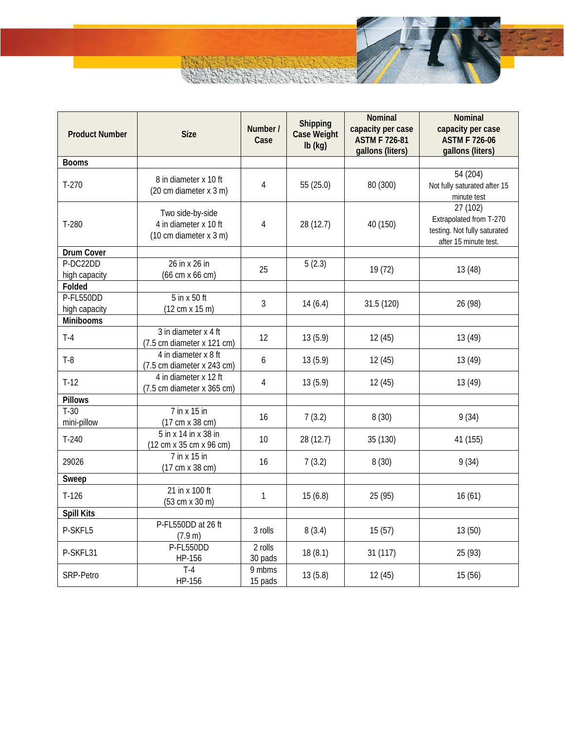| Product Number | Size | Number / Case | Shipping Case Weight lb (kg) | Nominal capacity per case ASTM F 726-81 gallons (liters) | Nominal capacity per case ASTM F 726-06 gallons (liters) |
|---|---|---|---|---|---|
| **Booms** | | | | | |
| T-270 | 8 in diameter x 10 ft (20 cm diameter x 3 m) | 4 | 55 (25.0) | 80 (300) | 54 (204) Not fully saturated after 15 minute test |
| T-280 | Two side-by-side 4 in diameter x 10 ft (10 cm diameter x 3 m) | 4 | 28 (12.7) | 40 (150) | 27 (102) Extrapolated from T-270 testing. Not fully saturated after 15 minute test. |
| **Drum Cover** | | | | | |
| P-DC22DD high capacity | 26 in x 26 in (66 cm x 66 cm) | 25 | 5 (2.3) | 19 (72) | 13 (48) |
| **Folded** | | | | | |
| P-FL550DD high capacity | 5 in x 50 ft (12 cm x 15 m) | 3 | 14 (6.4) | 31.5 (120) | 26 (98) |
| **Minibooms** | | | | | |
| T-4 | 3 in diameter x 4 ft (7.5 cm diameter x 121 cm) | 12 | 13 (5.9) | 12 (45) | 13 (49) |
| T-8 | 4 in diameter x 8 ft (7.5 cm diameter x 243 cm) | 6 | 13 (5.9) | 12 (45) | 13 (49) |
| T-12 | 4 in diameter x 12 ft (7.5 cm diameter x 365 cm) | 4 | 13 (5.9) | 12 (45) | 13 (49) |
| **Pillows** | | | | | |
| T-30 mini-pillow | 7 in x 15 in (17 cm x 38 cm) | 16 | 7 (3.2) | 8 (30) | 9 (34) |
| T-240 | 5 in x 14 in x 38 in (12 cm x 35 cm x 96 cm) | 10 | 28 (12.7) | 35 (130) | 41 (155) |
| 29026 | 7 in x 15 in (17 cm x 38 cm) | 16 | 7 (3.2) | 8 (30) | 9 (34) |
| **Sweep** | | | | | |
| T-126 | 21 in x 100 ft (53 cm x 30 m) | 1 | 15 (6.8) | 25 (95) | 16 (61) |
| **Spill Kits** | | | | | |
| P-SKFL5 | P-FL550DD at 26 ft (7.9 m) | 3 rolls | 8 (3.4) | 15 (57) | 13 (50) |
| P-SKFL31 | P-FL550DD HP-156 | 2 rolls 30 pads | 18 (8.1) | 31 (117) | 25 (93) |
| SRP-Petro | T-4 HP-156 | 9 mbms 15 pads | 13 (5.8) | 12 (45) | 15 (56) |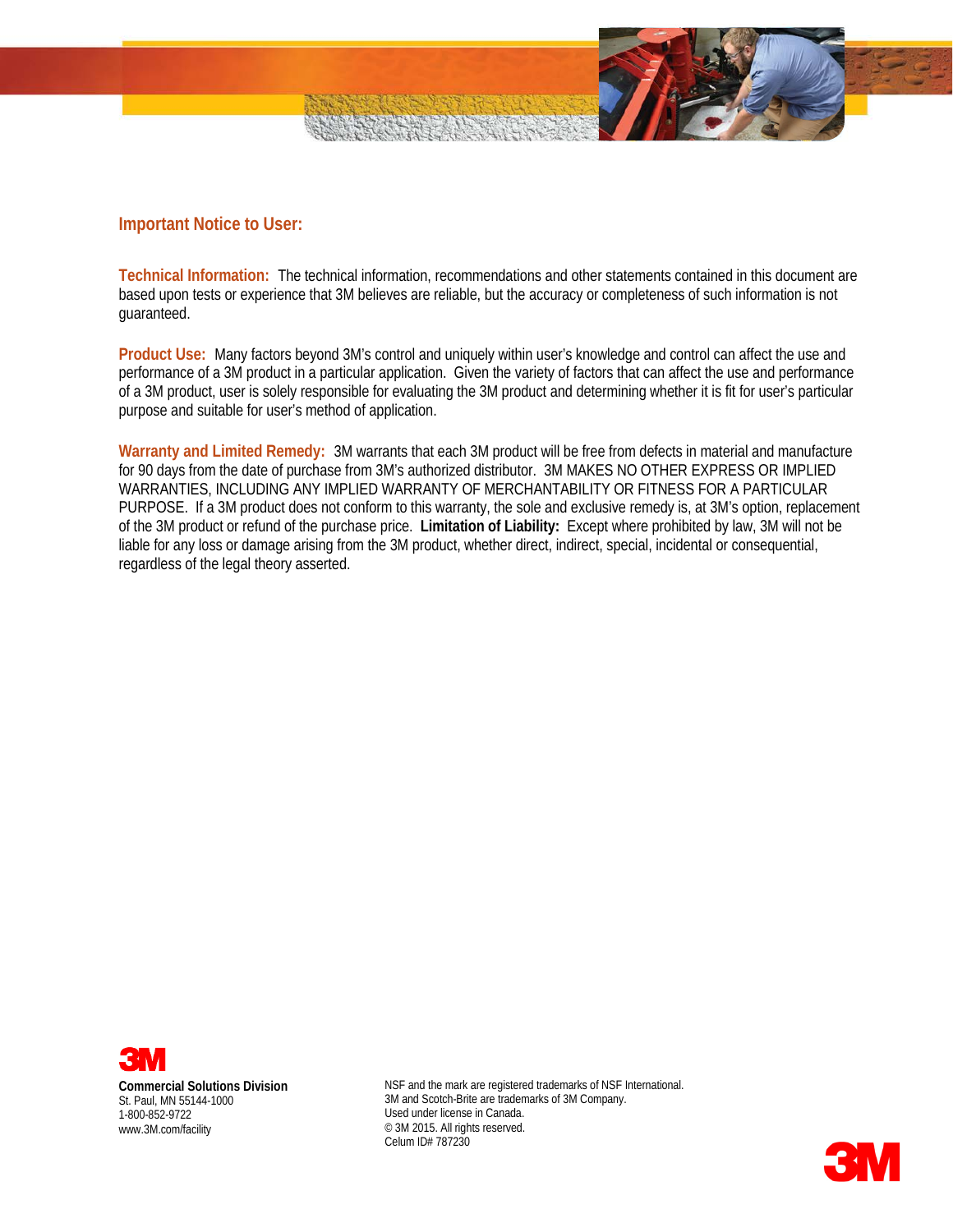## Important Notice to User:

**Technical Information:** The technical information, recommendations and other statements contained in this document are based upon tests or experience that 3M believes are reliable, but the accuracy or completeness of such information is not guaranteed.

**Product Use:** Many factors beyond 3M's control and uniquely within user's knowledge and control can affect the use and performance of a 3M product in a particular application. Given the variety of factors that can affect the use and performance of a 3M product, user is solely responsible for evaluating the 3M product and determining whether it is fit for user's particular purpose and suitable for user's method of application.

**Warranty and Limited Remedy:** 3M warrants that each 3M product will be free from defects in material and manufacture for 90 days from the date of purchase from 3M's authorized distributor. 3M MAKES NO OTHER EXPRESS OR IMPLIED WARRANTIES, INCLUDING ANY IMPLIED WARRANTY OF MERCHANTABILITY OR FITNESS FOR A PARTICULAR PURPOSE. If a 3M product does not conform to this warranty, the sole and exclusive remedy is, at 3M's option, replacement of the 3M product or refund of the purchase price. **Limitation of Liability:** Except where prohibited by law, 3M will not be liable for any loss or damage arising from the 3M product, whether direct, indirect, special, incidental or consequential, regardless of the legal theory asserted.

3M

**Commercial Solutions Division**
St. Paul, MN 55144-1000
1-800-852-9722
www.3M.com/facility

NSF and the mark are registered trademarks of NSF International.
3M and Scotch-Brite are trademarks of 3M Company.
Used under license in Canada.
© 3M 2015. All rights reserved.
Celum ID# 787230

3M